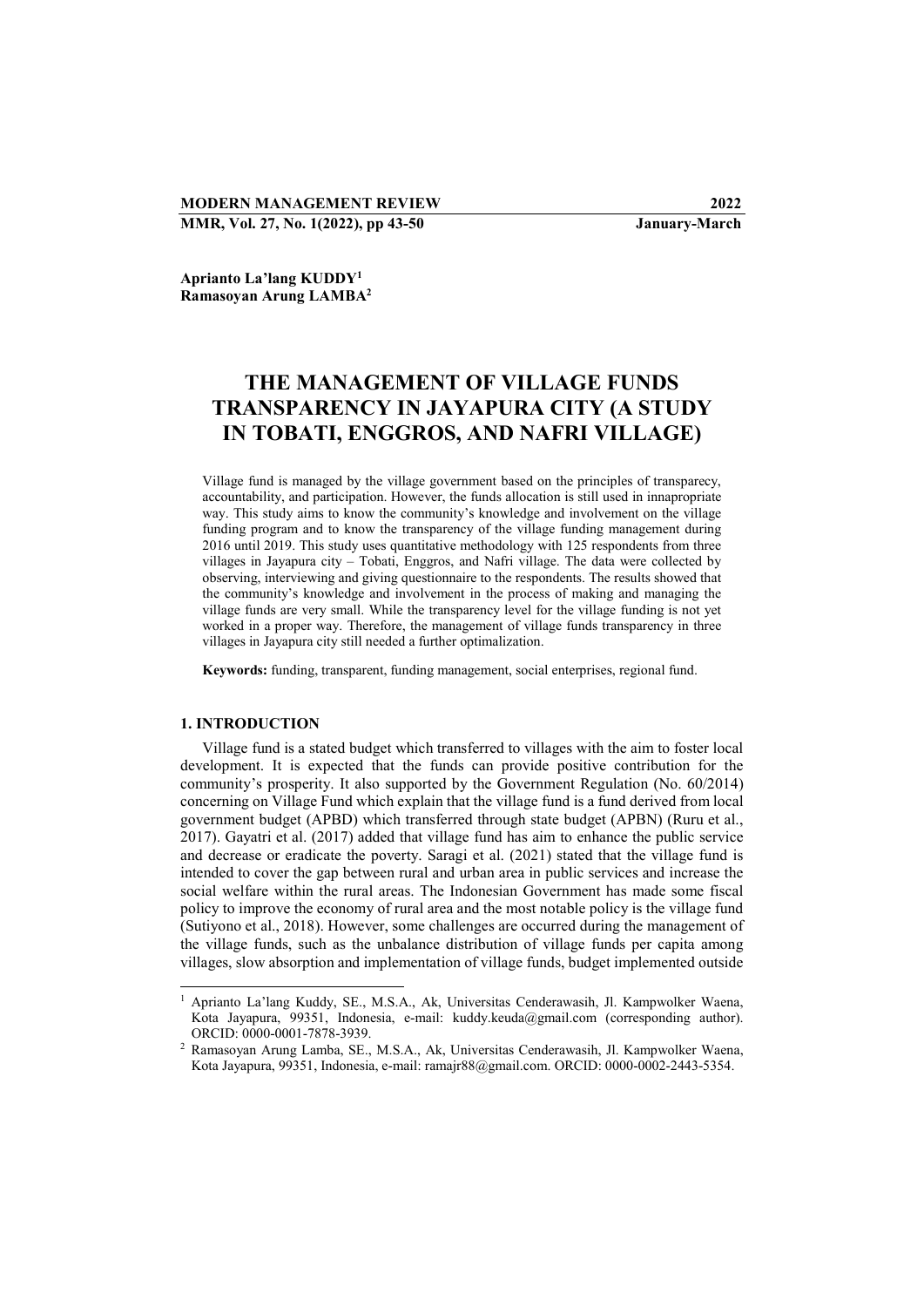Aprianto La'lang KUDDY[1]
Ramasoyan Arung LAMBA[2]

# THE MANAGEMENT OF VILLAGE FUNDS TRANSPARENCY IN JAYAPURA CITY (A STUDY IN TOBATI, ENGGROS, AND NAFRI VILLAGE)

Village fund is managed by the village government based on the principles of transparecy, accountability, and participation. However, the funds allocation is still used in innapropriate way. This study aims to know the community's knowledge and involvement on the village funding program and to know the transparency of the village funding management during 2016 until 2019. This study uses quantitative methodology with 125 respondents from three villages in Jayapura city – Tobati, Enggros, and Nafri village. The data were collected by observing, interviewing and giving questionnaire to the respondents. The results showed that the community's knowledge and involvement in the process of making and managing the village funds are very small. While the transparency level for the village funding is not yet worked in a proper way. Therefore, the management of village funds transparency in three villages in Jayapura city still needed a further optimalization.

**Keywords:** funding, transparent, funding management, social enterprises, regional fund.

## 1. INTRODUCTION

Village fund is a stated budget which transferred to villages with the aim to foster local development. It is expected that the funds can provide positive contribution for the community's prosperity. It also supported by the Government Regulation (No. 60/2014) concerning on Village Fund which explain that the village fund is a fund derived from local government budget (APBD) which transferred through state budget (APBN) (Ruru et al., 2017). Gayatri et al. (2017) added that village fund has aim to enhance the public service and decrease or eradicate the poverty. Saragi et al. (2021) stated that the village fund is intended to cover the gap between rural and urban area in public services and increase the social welfare within the rural areas. The Indonesian Government has made some fiscal policy to improve the economy of rural area and the most notable policy is the village fund (Sutiyono et al., 2018). However, some challenges are occurred during the management of the village funds, such as the unbalance distribution of village funds per capita among villages, slow absorption and implementation of village funds, budget implemented outside

---

[1] Aprianto La'lang Kuddy, SE., M.S.A., Ak, Universitas Cenderawasih, Jl. Kampwolker Waena, Kota Jayapura, 99351, Indonesia, e-mail: kuddy.keuda@gmail.com (corresponding author). ORCID: 0000-0001-7878-3939.

[2] Ramasoyan Arung Lamba, SE., M.S.A., Ak, Universitas Cenderawasih, Jl. Kampwolker Waena, Kota Jayapura, 99351, Indonesia, e-mail: ramajr88@gmail.com. ORCID: 0000-0002-2443-5354.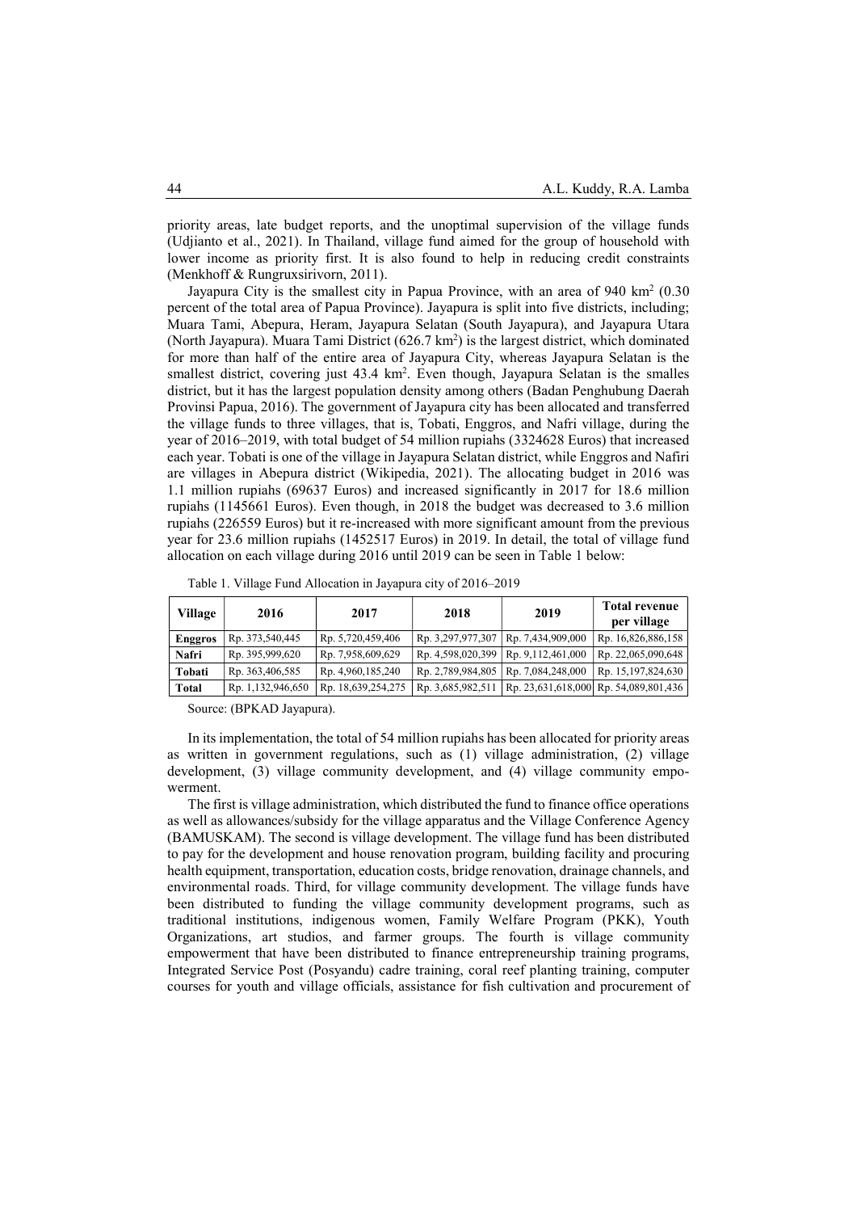priority areas, late budget reports, and the unoptimal supervision of the village funds (Udjianto et al., 2021). In Thailand, village fund aimed for the group of household with lower income as priority first. It is also found to help in reducing credit constraints (Menkhoff & Rungruxsirivorn, 2011).

Jayapura City is the smallest city in Papua Province, with an area of 940 km$^2$ (0.30 percent of the total area of Papua Province). Jayapura is split into five districts, including; Muara Tami, Abepura, Heram, Jayapura Selatan (South Jayapura), and Jayapura Utara (North Jayapura). Muara Tami District (626.7 km$^2$) is the largest district, which dominated for more than half of the entire area of Jayapura City, whereas Jayapura Selatan is the smallest district, covering just 43.4 km$^2$. Even though, Jayapura Selatan is the smalles district, but it has the largest population density among others (Badan Penghubung Daerah Provinsi Papua, 2016). The government of Jayapura city has been allocated and transferred the village funds to three villages, that is, Tobati, Enggros, and Nafri village, during the year of 2016–2019, with total budget of 54 million rupiahs (3324628 Euros) that increased each year. Tobati is one of the village in Jayapura Selatan district, while Enggros and Nafiri are villages in Abepura district (Wikipedia, 2021). The allocating budget in 2016 was 1.1 million rupiahs (69637 Euros) and increased significantly in 2017 for 18.6 million rupiahs (1145661 Euros). Even though, in 2018 the budget was decreased to 3.6 million rupiahs (226559 Euros) but it re-increased with more significant amount from the previous year for 23.6 million rupiahs (1452517 Euros) in 2019. In detail, the total of village fund allocation on each village during 2016 until 2019 can be seen in Table 1 below:

Table 1. Village Fund Allocation in Jayapura city of 2016–2019

| Village | 2016 | 2017 | 2018 | 2019 | Total revenue per village |
|---|---|---|---|---|---|
| Enggros | Rp. 373,540,445 | Rp. 5,720,459,406 | Rp. 3,297,977,307 | Rp. 7,434,909,000 | Rp. 16,826,886,158 |
| Nafri | Rp. 395,999,620 | Rp. 7,958,609,629 | Rp. 4,598,020,399 | Rp. 9,112,461,000 | Rp. 22,065,090,648 |
| Tobati | Rp. 363,406,585 | Rp. 4,960,185,240 | Rp. 2,789,984,805 | Rp. 7,084,248,000 | Rp. 15,197,824,630 |
| Total | Rp. 1,132,946,650 | Rp. 18,639,254,275 | Rp. 3,685,982,511 | Rp. 23,631,618,000 | Rp. 54,089,801,436 |

Source: (BPKAD Jayapura).

In its implementation, the total of 54 million rupiahs has been allocated for priority areas as written in government regulations, such as (1) village administration, (2) village development, (3) village community development, and (4) village community empowerment.

The first is village administration, which distributed the fund to finance office operations as well as allowances/subsidy for the village apparatus and the Village Conference Agency (BAMUSKAM). The second is village development. The village fund has been distributed to pay for the development and house renovation program, building facility and procuring health equipment, transportation, education costs, bridge renovation, drainage channels, and environmental roads. Third, for village community development. The village funds have been distributed to funding the village community development programs, such as traditional institutions, indigenous women, Family Welfare Program (PKK), Youth Organizations, art studios, and farmer groups. The fourth is village community empowerment that have been distributed to finance entrepreneurship training programs, Integrated Service Post (Posyandu) cadre training, coral reef planting training, computer courses for youth and village officials, assistance for fish cultivation and procurement of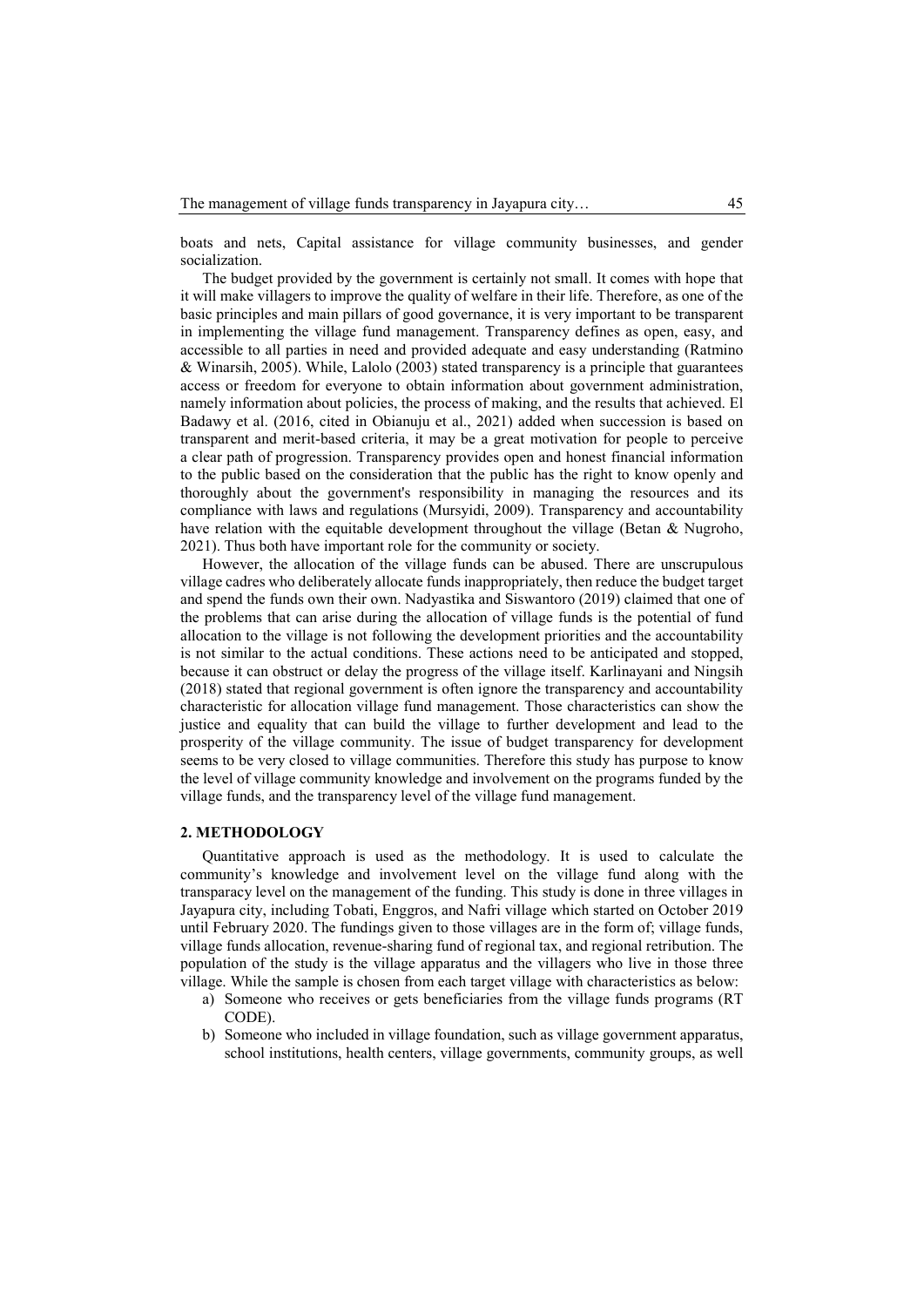boats and nets, Capital assistance for village community businesses, and gender socialization.

The budget provided by the government is certainly not small. It comes with hope that it will make villagers to improve the quality of welfare in their life. Therefore, as one of the basic principles and main pillars of good governance, it is very important to be transparent in implementing the village fund management. Transparency defines as open, easy, and accessible to all parties in need and provided adequate and easy understanding (Ratmino & Winarsih, 2005). While, Lalolo (2003) stated transparency is a principle that guarantees access or freedom for everyone to obtain information about government administration, namely information about policies, the process of making, and the results that achieved. El Badawy et al. (2016, cited in Obianuju et al., 2021) added when succession is based on transparent and merit-based criteria, it may be a great motivation for people to perceive a clear path of progression. Transparency provides open and honest financial information to the public based on the consideration that the public has the right to know openly and thoroughly about the government's responsibility in managing the resources and its compliance with laws and regulations (Mursyidi, 2009). Transparency and accountability have relation with the equitable development throughout the village (Betan & Nugroho, 2021). Thus both have important role for the community or society.

However, the allocation of the village funds can be abused. There are unscrupulous village cadres who deliberately allocate funds inappropriately, then reduce the budget target and spend the funds own their own. Nadyastika and Siswantoro (2019) claimed that one of the problems that can arise during the allocation of village funds is the potential of fund allocation to the village is not following the development priorities and the accountability is not similar to the actual conditions. These actions need to be anticipated and stopped, because it can obstruct or delay the progress of the village itself. Karlinayani and Ningsih (2018) stated that regional government is often ignore the transparency and accountability characteristic for allocation village fund management. Those characteristics can show the justice and equality that can build the village to further development and lead to the prosperity of the village community. The issue of budget transparency for development seems to be very closed to village communities. Therefore this study has purpose to know the level of village community knowledge and involvement on the programs funded by the village funds, and the transparency level of the village fund management.

## 2. METHODOLOGY

Quantitative approach is used as the methodology. It is used to calculate the community's knowledge and involvement level on the village fund along with the transparacy level on the management of the funding. This study is done in three villages in Jayapura city, including Tobati, Enggros, and Nafri village which started on October 2019 until February 2020. The fundings given to those villages are in the form of; village funds, village funds allocation, revenue-sharing fund of regional tax, and regional retribution. The population of the study is the village apparatus and the villagers who live in those three village. While the sample is chosen from each target village with characteristics as below:

a) Someone who receives or gets beneficiaries from the village funds programs (RT CODE).
b) Someone who included in village foundation, such as village government apparatus, school institutions, health centers, village governments, community groups, as well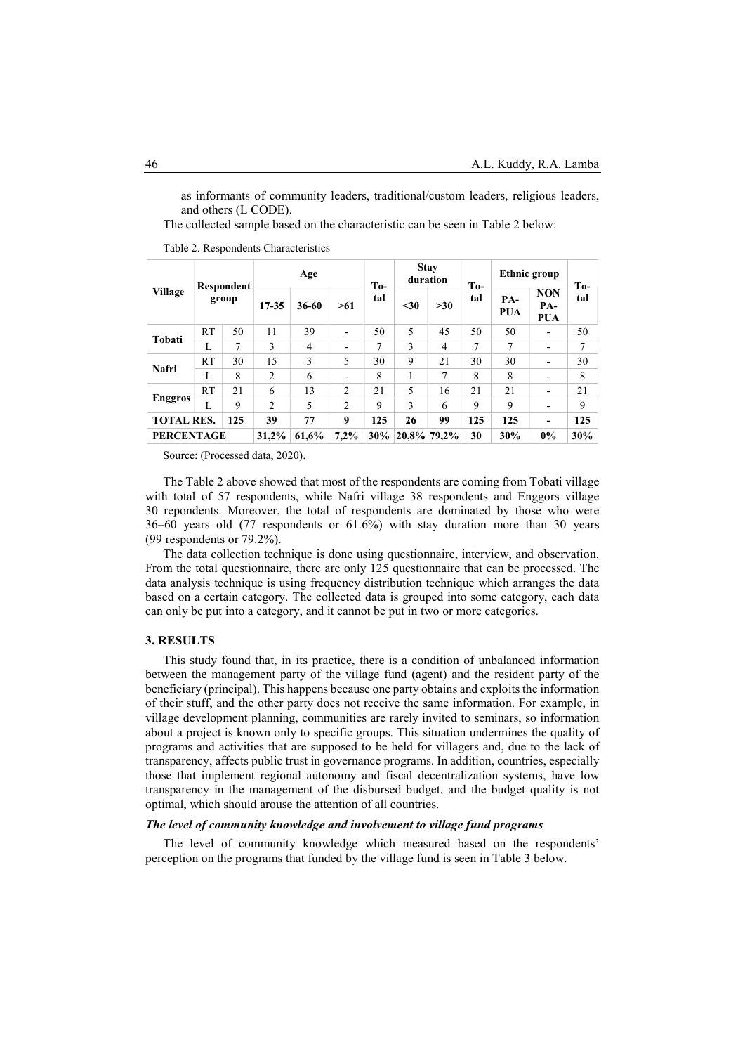as informants of community leaders, traditional/custom leaders, religious leaders, and others (L CODE).

The collected sample based on the characteristic can be seen in Table 2 below:

Table 2. Respondents Characteristics

| Village | Respondent group | | Age | | | To-tal | Stay duration | | To-tal | Ethnic group | | To-tal |
|---|---|---|---|---|---|---|---|---|---|---|---|---|
| | | | 17-35 | 36-60 | >61 | | <30 | >30 | | PA-PUA | NON PA-PUA | |
| Tobati | RT | 50 | 11 | 39 | - | 50 | 5 | 45 | 50 | 50 | - | 50 |
| | L | 7 | 3 | 4 | - | 7 | 3 | 4 | 7 | 7 | - | 7 |
| Nafri | RT | 30 | 15 | 3 | 5 | 30 | 9 | 21 | 30 | 30 | - | 30 |
| | L | 8 | 2 | 6 | - | 8 | 1 | 7 | 8 | 8 | - | 8 |
| Enggros | RT | 21 | 6 | 13 | 2 | 21 | 5 | 16 | 21 | 21 | - | 21 |
| | L | 9 | 2 | 5 | 2 | 9 | 3 | 6 | 9 | 9 | - | 9 |
| **TOTAL RES.** | | **125** | **39** | **77** | **9** | **125** | **26** | **99** | **125** | **125** | **-** | **125** |
| **PERCENTAGE** | | | **31,2%** | **61,6%** | **7,2%** | **30%** | **20,8%** | **79,2%** | **30** | **30%** | **0%** | **30%** |

Source: (Processed data, 2020).

The Table 2 above showed that most of the respondents are coming from Tobati village with total of 57 respondents, while Nafri village 38 respondents and Enggors village 30 repondents. Moreover, the total of respondents are dominated by those who were 36–60 years old (77 respondents or 61.6%) with stay duration more than 30 years (99 respondents or 79.2%).

The data collection technique is done using questionnaire, interview, and observation. From the total questionnaire, there are only 125 questionnaire that can be processed. The data analysis technique is using frequency distribution technique which arranges the data based on a certain category. The collected data is grouped into some category, each data can only be put into a category, and it cannot be put in two or more categories.

## 3. RESULTS

This study found that, in its practice, there is a condition of unbalanced information between the management party of the village fund (agent) and the resident party of the beneficiary (principal). This happens because one party obtains and exploits the information of their stuff, and the other party does not receive the same information. For example, in village development planning, communities are rarely invited to seminars, so information about a project is known only to specific groups. This situation undermines the quality of programs and activities that are supposed to be held for villagers and, due to the lack of transparency, affects public trust in governance programs. In addition, countries, especially those that implement regional autonomy and fiscal decentralization systems, have low transparency in the management of the disbursed budget, and the budget quality is not optimal, which should arouse the attention of all countries.

### *The level of community knowledge and involvement to village fund programs*

The level of community knowledge which measured based on the respondents' perception on the programs that funded by the village fund is seen in Table 3 below.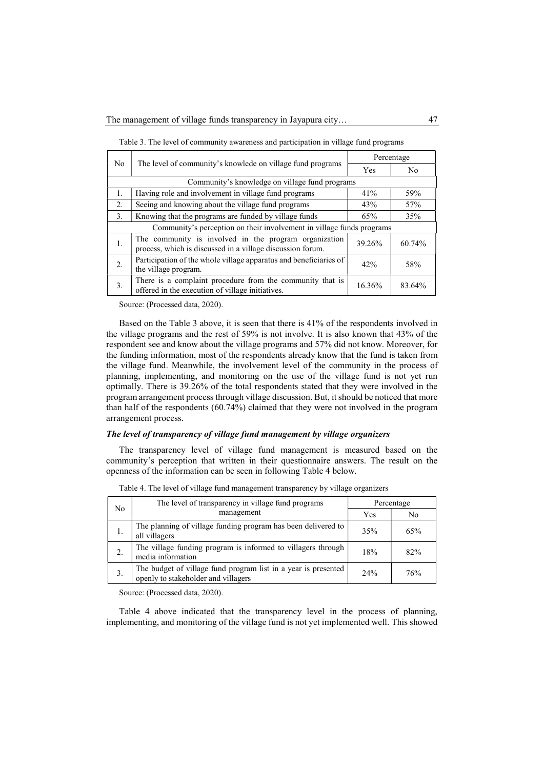Table 3. The level of community awareness and participation in village fund programs

| No | The level of community's knowlede on village fund programs | Percentage | |
|---|---|---|---|
| | | Yes | No |
| | Community's knowledge on village fund programs | | |
| 1. | Having role and involvement in village fund programs | 41% | 59% |
| 2. | Seeing and knowing about the village fund programs | 43% | 57% |
| 3. | Knowing that the programs are funded by village funds | 65% | 35% |
| | Community's perception on their involvement in village funds programs | | |
| 1. | The community is involved in the program organization process, which is discussed in a village discussion forum. | 39.26% | 60.74% |
| 2. | Participation of the whole village apparatus and beneficiaries of the village program. | 42% | 58% |
| 3. | There is a complaint procedure from the community that is offered in the execution of village initiatives. | 16.36% | 83.64% |

Source: (Processed data, 2020).

Based on the Table 3 above, it is seen that there is 41% of the respondents involved in the village programs and the rest of 59% is not involve. It is also known that 43% of the respondent see and know about the village programs and 57% did not know. Moreover, for the funding information, most of the respondents already know that the fund is taken from the village fund. Meanwhile, the involvement level of the community in the process of planning, implementing, and monitoring on the use of the village fund is not yet run optimally. There is 39.26% of the total respondents stated that they were involved in the program arrangement process through village discussion. But, it should be noticed that more than half of the respondents (60.74%) claimed that they were not involved in the program arrangement process.

### *The level of transparency of village fund management by village organizers*

The transparency level of village fund management is measured based on the community's perception that written in their questionnaire answers. The result on the openness of the information can be seen in following Table 4 below.

Table 4. The level of village fund management transparency by village organizers

| No | The level of transparency in village fund programs management | Percentage | |
|---|---|---|---|
| | | Yes | No |
| 1. | The planning of village funding program has been delivered to all villagers | 35% | 65% |
| 2. | The village funding program is informed to villagers through media information | 18% | 82% |
| 3. | The budget of village fund program list in a year is presented openly to stakeholder and villagers | 24% | 76% |

Source: (Processed data, 2020).

Table 4 above indicated that the transparency level in the process of planning, implementing, and monitoring of the village fund is not yet implemented well. This showed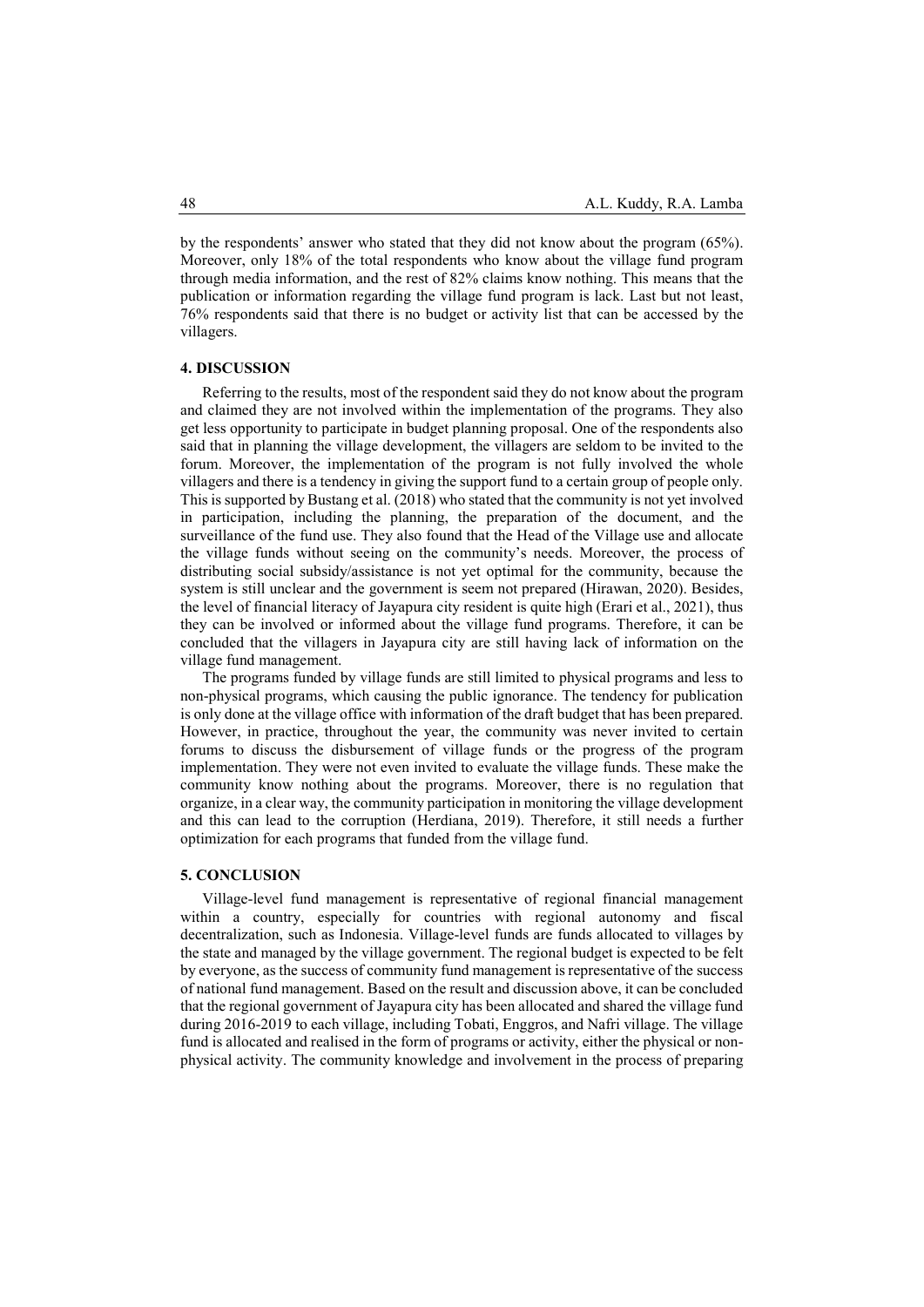by the respondents' answer who stated that they did not know about the program (65%). Moreover, only 18% of the total respondents who know about the village fund program through media information, and the rest of 82% claims know nothing. This means that the publication or information regarding the village fund program is lack. Last but not least, 76% respondents said that there is no budget or activity list that can be accessed by the villagers.

## 4. DISCUSSION

Referring to the results, most of the respondent said they do not know about the program and claimed they are not involved within the implementation of the programs. They also get less opportunity to participate in budget planning proposal. One of the respondents also said that in planning the village development, the villagers are seldom to be invited to the forum. Moreover, the implementation of the program is not fully involved the whole villagers and there is a tendency in giving the support fund to a certain group of people only. This is supported by Bustang et al. (2018) who stated that the community is not yet involved in participation, including the planning, the preparation of the document, and the surveillance of the fund use. They also found that the Head of the Village use and allocate the village funds without seeing on the community's needs. Moreover, the process of distributing social subsidy/assistance is not yet optimal for the community, because the system is still unclear and the government is seem not prepared (Hirawan, 2020). Besides, the level of financial literacy of Jayapura city resident is quite high (Erari et al., 2021), thus they can be involved or informed about the village fund programs. Therefore, it can be concluded that the villagers in Jayapura city are still having lack of information on the village fund management.

The programs funded by village funds are still limited to physical programs and less to non-physical programs, which causing the public ignorance. The tendency for publication is only done at the village office with information of the draft budget that has been prepared. However, in practice, throughout the year, the community was never invited to certain forums to discuss the disbursement of village funds or the progress of the program implementation. They were not even invited to evaluate the village funds. These make the community know nothing about the programs. Moreover, there is no regulation that organize, in a clear way, the community participation in monitoring the village development and this can lead to the corruption (Herdiana, 2019). Therefore, it still needs a further optimization for each programs that funded from the village fund.

## 5. CONCLUSION

Village-level fund management is representative of regional financial management within a country, especially for countries with regional autonomy and fiscal decentralization, such as Indonesia. Village-level funds are funds allocated to villages by the state and managed by the village government. The regional budget is expected to be felt by everyone, as the success of community fund management is representative of the success of national fund management. Based on the result and discussion above, it can be concluded that the regional government of Jayapura city has been allocated and shared the village fund during 2016-2019 to each village, including Tobati, Enggros, and Nafri village. The village fund is allocated and realised in the form of programs or activity, either the physical or non-physical activity. The community knowledge and involvement in the process of preparing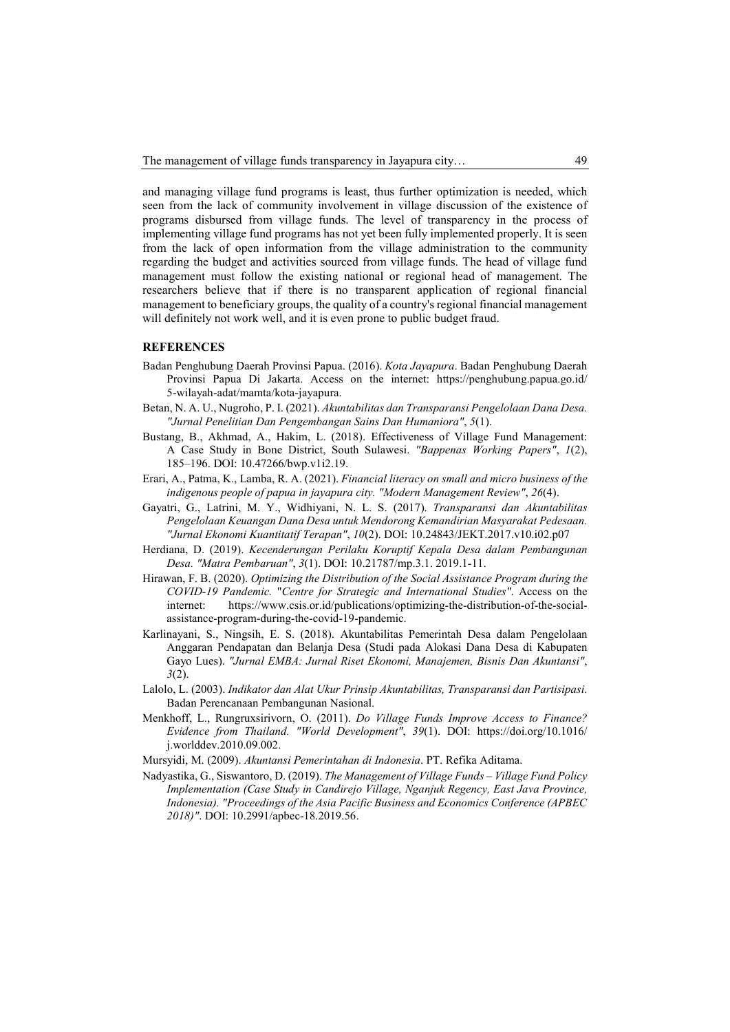and managing village fund programs is least, thus further optimization is needed, which seen from the lack of community involvement in village discussion of the existence of programs disbursed from village funds. The level of transparency in the process of implementing village fund programs has not yet been fully implemented properly. It is seen from the lack of open information from the village administration to the community regarding the budget and activities sourced from village funds. The head of village fund management must follow the existing national or regional head of management. The researchers believe that if there is no transparent application of regional financial management to beneficiary groups, the quality of a country's regional financial management will definitely not work well, and it is even prone to public budget fraud.

## REFERENCES

Badan Penghubung Daerah Provinsi Papua. (2016). *Kota Jayapura*. Badan Penghubung Daerah Provinsi Papua Di Jakarta. Access on the internet: https://penghubung.papua.go.id/5-wilayah-adat/mamta/kota-jayapura.

Betan, N. A. U., Nugroho, P. I. (2021). *Akuntabilitas dan Transparansi Pengelolaan Dana Desa. "Jurnal Penelitian Dan Pengembangan Sains Dan Humaniora"*, *5*(1).

Bustang, B., Akhmad, A., Hakim, L. (2018). Effectiveness of Village Fund Management: A Case Study in Bone District, South Sulawesi. *"Bappenas Working Papers"*, *1*(2), 185–196. DOI: 10.47266/bwp.v1i2.19.

Erari, A., Patma, K., Lamba, R. A. (2021). *Financial literacy on small and micro business of the indigenous people of papua in jayapura city. "Modern Management Review"*, *26*(4).

Gayatri, G., Latrini, M. Y., Widhiyani, N. L. S. (2017). *Transparansi dan Akuntabilitas Pengelolaan Keuangan Dana Desa untuk Mendorong Kemandirian Masyarakat Pedesaan. "Jurnal Ekonomi Kuantitatif Terapan"*, *10*(2). DOI: 10.24843/JEKT.2017.v10.i02.p07

Herdiana, D. (2019). *Kecenderungan Perilaku Koruptif Kepala Desa dalam Pembangunan Desa. "Matra Pembaruan"*, *3*(1). DOI: 10.21787/mp.3.1. 2019.1-11.

Hirawan, F. B. (2020). *Optimizing the Distribution of the Social Assistance Program during the COVID-19 Pandemic.* "*Centre for Strategic and International Studies"*. Access on the internet: https://www.csis.or.id/publications/optimizing-the-distribution-of-the-social-assistance-program-during-the-covid-19-pandemic.

Karlinayani, S., Ningsih, E. S. (2018). Akuntabilitas Pemerintah Desa dalam Pengelolaan Anggaran Pendapatan dan Belanja Desa (Studi pada Alokasi Dana Desa di Kabupaten Gayo Lues). *"Jurnal EMBA: Jurnal Riset Ekonomi, Manajemen, Bisnis Dan Akuntansi"*, *3*(2).

Lalolo, L. (2003). *Indikator dan Alat Ukur Prinsip Akuntabilitas, Transparansi dan Partisipasi*. Badan Perencanaan Pembangunan Nasional.

Menkhoff, L., Rungruxsirivorn, O. (2011). *Do Village Funds Improve Access to Finance? Evidence from Thailand. "World Development"*, *39*(1). DOI: https://doi.org/10.1016/j.worlddev.2010.09.002.

Mursyidi, M. (2009). *Akuntansi Pemerintahan di Indonesia*. PT. Refika Aditama.

Nadyastika, G., Siswantoro, D. (2019). *The Management of Village Funds – Village Fund Policy Implementation (Case Study in Candirejo Village, Nganjuk Regency, East Java Province, Indonesia). "Proceedings of the Asia Pacific Business and Economics Conference (APBEC 2018)"*. DOI: 10.2991/apbec-18.2019.56.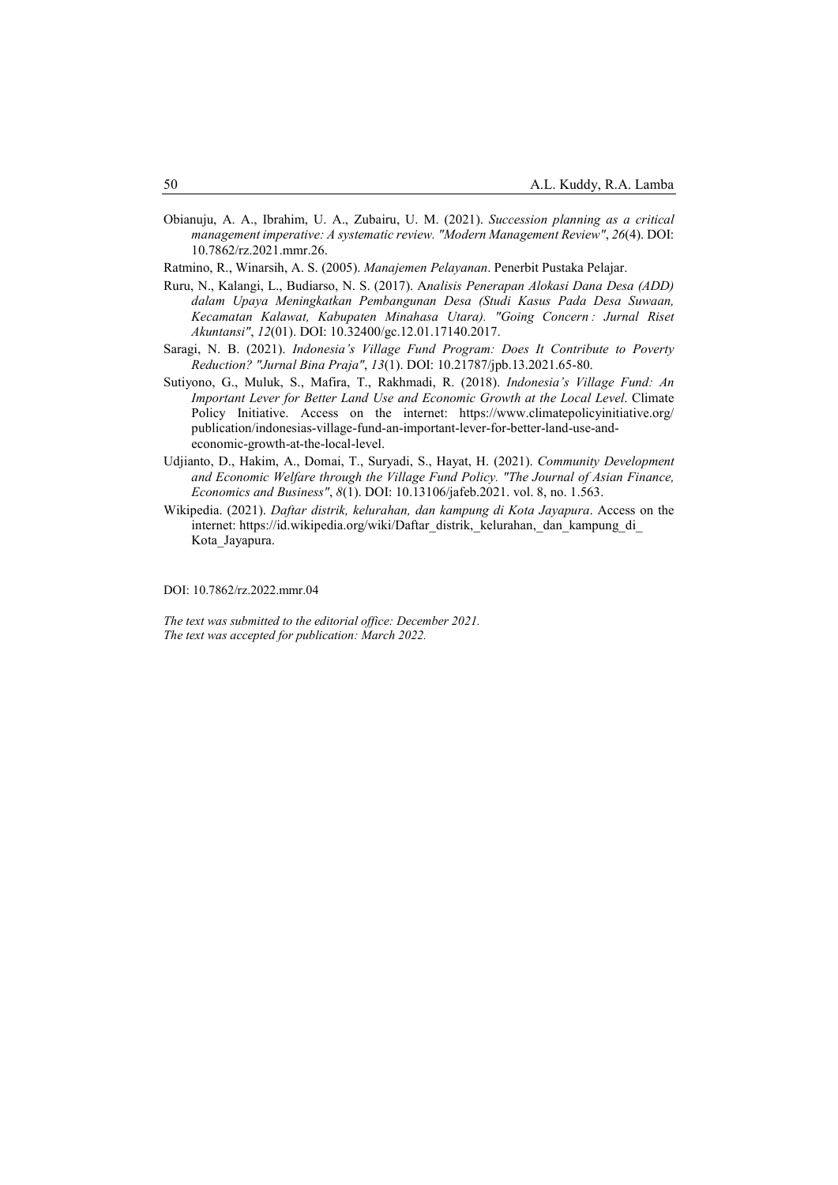Obianuju, A. A., Ibrahim, U. A., Zubairu, U. M. (2021). *Succession planning as a critical management imperative: A systematic review. "Modern Management Review"*, *26*(4). DOI: 10.7862/rz.2021.mmr.26.

Ratmino, R., Winarsih, A. S. (2005). *Manajemen Pelayanan*. Penerbit Pustaka Pelajar.

Ruru, N., Kalangi, L., Budiarso, N. S. (2017). A*nalisis Penerapan Alokasi Dana Desa (ADD) dalam Upaya Meningkatkan Pembangunan Desa (Studi Kasus Pada Desa Suwaan, Kecamatan Kalawat, Kabupaten Minahasa Utara). "Going Concern : Jurnal Riset Akuntansi"*, *12*(01). DOI: 10.32400/gc.12.01.17140.2017.

Saragi, N. B. (2021). *Indonesia's Village Fund Program: Does It Contribute to Poverty Reduction? "Jurnal Bina Praja"*, *13*(1). DOI: 10.21787/jpb.13.2021.65-80.

Sutiyono, G., Muluk, S., Mafira, T., Rakhmadi, R. (2018). *Indonesia's Village Fund: An Important Lever for Better Land Use and Economic Growth at the Local Level*. Climate Policy Initiative. Access on the internet: https://www.climatepolicyinitiative.org/publication/indonesias-village-fund-an-important-lever-for-better-land-use-and-economic-growth-at-the-local-level.

Udjianto, D., Hakim, A., Domai, T., Suryadi, S., Hayat, H. (2021). *Community Development and Economic Welfare through the Village Fund Policy. "The Journal of Asian Finance, Economics and Business"*, *8*(1). DOI: 10.13106/jafeb.2021. vol. 8, no. 1.563.

Wikipedia. (2021). *Daftar distrik, kelurahan, dan kampung di Kota Jayapura*. Access on the internet: https://id.wikipedia.org/wiki/Daftar_distrik,_kelurahan,_dan_kampung_di_Kota_Jayapura.

DOI: 10.7862/rz.2022.mmr.04

*The text was submitted to the editorial office: December 2021.*
*The text was accepted for publication: March 2022.*